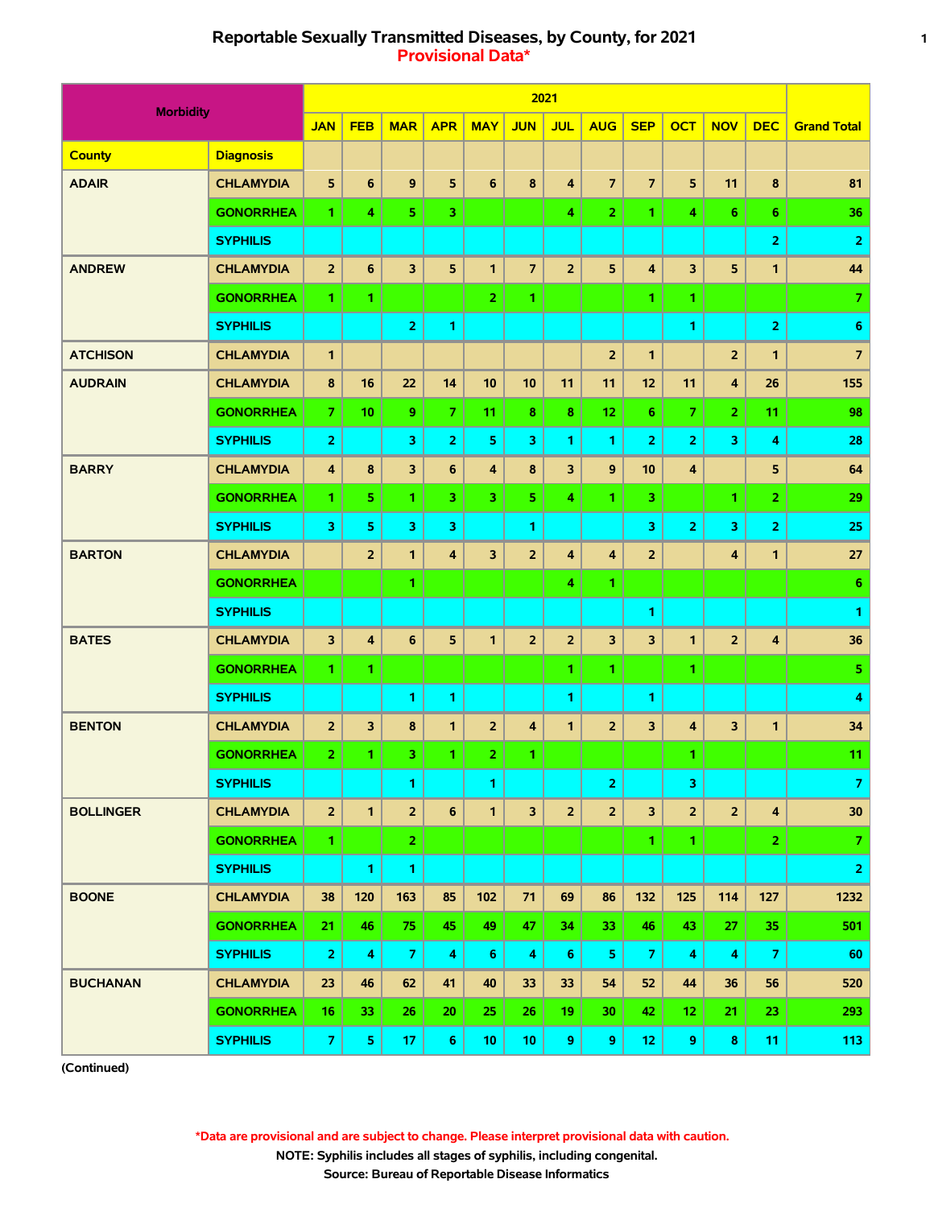# Reportable Sexually Transmitted Diseases, by County, for 2021

## Provisional Data*

| Morbidity | | 2021 | | | | | | | | | | | | Grand Total |
|---|---|---|---|---|---|---|---|---|---|---|---|---|---|---|
| | | JAN | FEB | MAR | APR | MAY | JUN | JUL | AUG | SEP | OCT | NOV | DEC | |
| **County** | **Diagnosis** | | | | | | | | | | | | | |
| ADAIR | CHLAMYDIA | 5 | 6 | 9 | 5 | 6 | 8 | 4 | 7 | 7 | 5 | 11 | 8 | 81 |
| | GONORRHEA | 1 | 4 | 5 | 3 | | | 4 | 2 | 1 | 4 | 6 | 6 | 36 |
| | SYPHILIS | | | | | | | | | | | | 2 | 2 |
| ANDREW | CHLAMYDIA | 2 | 6 | 3 | 5 | 1 | 7 | 2 | 5 | 4 | 3 | 5 | 1 | 44 |
| | GONORRHEA | 1 | 1 | | | 2 | 1 | | | 1 | 1 | | | 7 |
| | SYPHILIS | | | 2 | 1 | | | | | | 1 | | 2 | 6 |
| ATCHISON | CHLAMYDIA | 1 | | | | | | | 2 | 1 | | 2 | 1 | 7 |
| AUDRAIN | CHLAMYDIA | 8 | 16 | 22 | 14 | 10 | 10 | 11 | 11 | 12 | 11 | 4 | 26 | 155 |
| | GONORRHEA | 7 | 10 | 9 | 7 | 11 | 8 | 8 | 12 | 6 | 7 | 2 | 11 | 98 |
| | SYPHILIS | 2 | | 3 | 2 | 5 | 3 | 1 | 1 | 2 | 2 | 3 | 4 | 28 |
| BARRY | CHLAMYDIA | 4 | 8 | 3 | 6 | 4 | 8 | 3 | 9 | 10 | 4 | | 5 | 64 |
| | GONORRHEA | 1 | 5 | 1 | 3 | 3 | 5 | 4 | 1 | 3 | | 1 | 2 | 29 |
| | SYPHILIS | 3 | 5 | 3 | 3 | | 1 | | | 3 | 2 | 3 | 2 | 25 |
| BARTON | CHLAMYDIA | | 2 | 1 | 4 | 3 | 2 | 4 | 4 | 2 | | 4 | 1 | 27 |
| | GONORRHEA | | | 1 | | | | 4 | 1 | | | | | 6 |
| | SYPHILIS | | | | | | | | | 1 | | | | 1 |
| BATES | CHLAMYDIA | 3 | 4 | 6 | 5 | 1 | 2 | 2 | 3 | 3 | 1 | 2 | 4 | 36 |
| | GONORRHEA | 1 | 1 | | | | | 1 | 1 | | 1 | | | 5 |
| | SYPHILIS | | | 1 | 1 | | | 1 | | 1 | | | | 4 |
| BENTON | CHLAMYDIA | 2 | 3 | 8 | 1 | 2 | 4 | 1 | 2 | 3 | 4 | 3 | 1 | 34 |
| | GONORRHEA | 2 | 1 | 3 | 1 | 2 | 1 | | | | 1 | | | 11 |
| | SYPHILIS | | | 1 | | 1 | | | 2 | | 3 | | | 7 |
| BOLLINGER | CHLAMYDIA | 2 | 1 | 2 | 6 | 1 | 3 | 2 | 2 | 3 | 2 | 2 | 4 | 30 |
| | GONORRHEA | 1 | | 2 | | | | | | 1 | 1 | | 2 | 7 |
| | SYPHILIS | | 1 | 1 | | | | | | | | | | 2 |
| BOONE | CHLAMYDIA | 38 | 120 | 163 | 85 | 102 | 71 | 69 | 86 | 132 | 125 | 114 | 127 | 1232 |
| | GONORRHEA | 21 | 46 | 75 | 45 | 49 | 47 | 34 | 33 | 46 | 43 | 27 | 35 | 501 |
| | SYPHILIS | 2 | 4 | 7 | 4 | 6 | 4 | 6 | 5 | 7 | 4 | 4 | 7 | 60 |
| BUCHANAN | CHLAMYDIA | 23 | 46 | 62 | 41 | 40 | 33 | 33 | 54 | 52 | 44 | 36 | 56 | 520 |
| | GONORRHEA | 16 | 33 | 26 | 20 | 25 | 26 | 19 | 30 | 42 | 12 | 21 | 23 | 293 |
| | SYPHILIS | 7 | 5 | 17 | 6 | 10 | 10 | 9 | 9 | 12 | 9 | 8 | 11 | 113 |

(Continued)

*Data are provisional and are subject to change. Please interpret provisional data with caution.

NOTE: Syphilis includes all stages of syphilis, including congenital.

Source: Bureau of Reportable Disease Informatics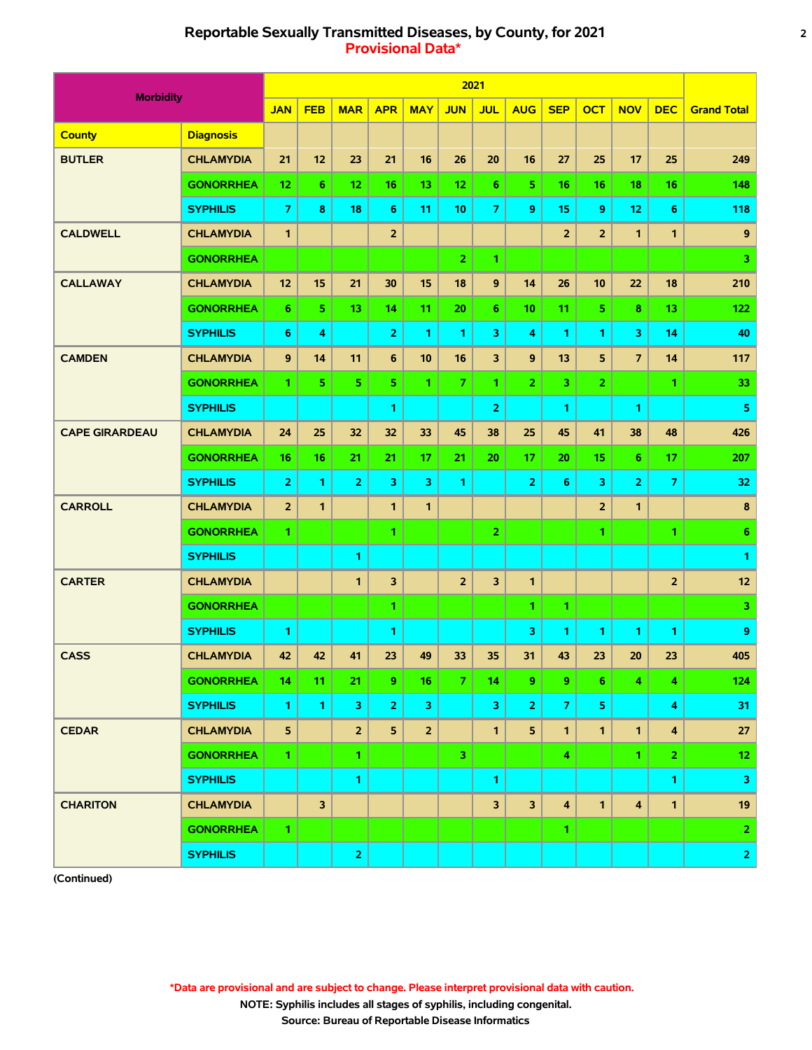# Reportable Sexually Transmitted Diseases, by County, for 2021

## Provisional Data*

| Morbidity | | 2021 | | | | | | | | | | | | |
|---|---|---|---|---|---|---|---|---|---|---|---|---|---|---|
| | | JAN | FEB | MAR | APR | MAY | JUN | JUL | AUG | SEP | OCT | NOV | DEC | Grand Total |
| **County** | **Diagnosis** | | | | | | | | | | | | | |
| BUTLER | CHLAMYDIA | 21 | 12 | 23 | 21 | 16 | 26 | 20 | 16 | 27 | 25 | 17 | 25 | 249 |
| | GONORRHEA | 12 | 6 | 12 | 16 | 13 | 12 | 6 | 5 | 16 | 16 | 18 | 16 | 148 |
| | SYPHILIS | 7 | 8 | 18 | 6 | 11 | 10 | 7 | 9 | 15 | 9 | 12 | 6 | 118 |
| CALDWELL | CHLAMYDIA | 1 | | | 2 | | | | | 2 | 2 | 1 | 1 | 9 |
| | GONORRHEA | | | | | | 2 | 1 | | | | | | 3 |
| CALLAWAY | CHLAMYDIA | 12 | 15 | 21 | 30 | 15 | 18 | 9 | 14 | 26 | 10 | 22 | 18 | 210 |
| | GONORRHEA | 6 | 5 | 13 | 14 | 11 | 20 | 6 | 10 | 11 | 5 | 8 | 13 | 122 |
| | SYPHILIS | 6 | 4 | | 2 | 1 | 1 | 3 | 4 | 1 | 1 | 3 | 14 | 40 |
| CAMDEN | CHLAMYDIA | 9 | 14 | 11 | 6 | 10 | 16 | 3 | 9 | 13 | 5 | 7 | 14 | 117 |
| | GONORRHEA | 1 | 5 | 5 | 5 | 1 | 7 | 1 | 2 | 3 | 2 | | 1 | 33 |
| | SYPHILIS | | | | 1 | | | 2 | | 1 | | 1 | | 5 |
| CAPE GIRARDEAU | CHLAMYDIA | 24 | 25 | 32 | 32 | 33 | 45 | 38 | 25 | 45 | 41 | 38 | 48 | 426 |
| | GONORRHEA | 16 | 16 | 21 | 21 | 17 | 21 | 20 | 17 | 20 | 15 | 6 | 17 | 207 |
| | SYPHILIS | 2 | 1 | 2 | 3 | 3 | 1 | | 2 | 6 | 3 | 2 | 7 | 32 |
| CARROLL | CHLAMYDIA | 2 | 1 | | 1 | 1 | | | | | 2 | 1 | | 8 |
| | GONORRHEA | 1 | | | 1 | | | 2 | | | 1 | | 1 | 6 |
| | SYPHILIS | | | 1 | | | | | | | | | | 1 |
| CARTER | CHLAMYDIA | | | 1 | 3 | | 2 | 3 | 1 | | | | 2 | 12 |
| | GONORRHEA | | | | 1 | | | | 1 | 1 | | | | 3 |
| | SYPHILIS | 1 | | | 1 | | | | 3 | 1 | 1 | 1 | 1 | 9 |
| CASS | CHLAMYDIA | 42 | 42 | 41 | 23 | 49 | 33 | 35 | 31 | 43 | 23 | 20 | 23 | 405 |
| | GONORRHEA | 14 | 11 | 21 | 9 | 16 | 7 | 14 | 9 | 9 | 6 | 4 | 4 | 124 |
| | SYPHILIS | 1 | 1 | 3 | 2 | 3 | | 3 | 2 | 7 | 5 | | 4 | 31 |
| CEDAR | CHLAMYDIA | 5 | | 2 | 5 | 2 | | 1 | 5 | 1 | 1 | 1 | 4 | 27 |
| | GONORRHEA | 1 | | 1 | | | 3 | | | 4 | | 1 | 2 | 12 |
| | SYPHILIS | | | 1 | | | | 1 | | | | | 1 | 3 |
| CHARITON | CHLAMYDIA | | 3 | | | | | 3 | 3 | 4 | 1 | 4 | 1 | 19 |
| | GONORRHEA | 1 | | | | | | | | 1 | | | | 2 |
| | SYPHILIS | | | 2 | | | | | | | | | | 2 |

(Continued)

*Data are provisional and are subject to change. Please interpret provisional data with caution.

NOTE: Syphilis includes all stages of syphilis, including congenital.

Source: Bureau of Reportable Disease Informatics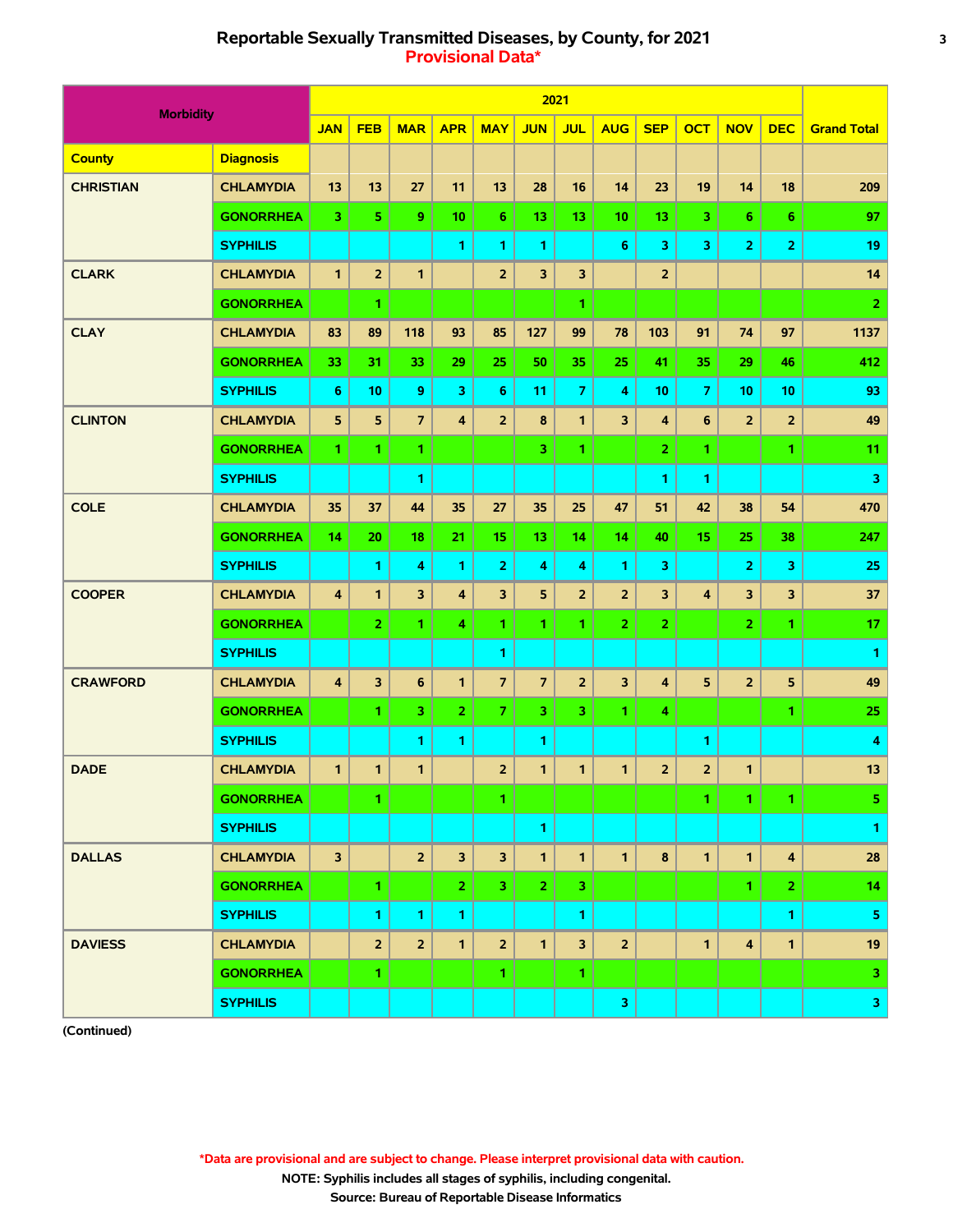# Reportable Sexually Transmitted Diseases, by County, for 2021

## Provisional Data*

| Morbidity | | 2021 | | | | | | | | | | | | |
|---|---|---|---|---|---|---|---|---|---|---|---|---|---|---|
| | | JAN | FEB | MAR | APR | MAY | JUN | JUL | AUG | SEP | OCT | NOV | DEC | Grand Total |
| **County** | **Diagnosis** | | | | | | | | | | | | | |
| CHRISTIAN | CHLAMYDIA | 13 | 13 | 27 | 11 | 13 | 28 | 16 | 14 | 23 | 19 | 14 | 18 | 209 |
| | GONORRHEA | 3 | 5 | 9 | 10 | 6 | 13 | 13 | 10 | 13 | 3 | 6 | 6 | 97 |
| | SYPHILIS | | | | 1 | 1 | 1 | | 6 | 3 | 3 | 2 | 2 | 19 |
| CLARK | CHLAMYDIA | 1 | 2 | 1 | | 2 | 3 | 3 | | 2 | | | | 14 |
| | GONORRHEA | | 1 | | | | | 1 | | | | | | 2 |
| CLAY | CHLAMYDIA | 83 | 89 | 118 | 93 | 85 | 127 | 99 | 78 | 103 | 91 | 74 | 97 | 1137 |
| | GONORRHEA | 33 | 31 | 33 | 29 | 25 | 50 | 35 | 25 | 41 | 35 | 29 | 46 | 412 |
| | SYPHILIS | 6 | 10 | 9 | 3 | 6 | 11 | 7 | 4 | 10 | 7 | 10 | 10 | 93 |
| CLINTON | CHLAMYDIA | 5 | 5 | 7 | 4 | 2 | 8 | 1 | 3 | 4 | 6 | 2 | 2 | 49 |
| | GONORRHEA | 1 | 1 | 1 | | | 3 | 1 | | 2 | 1 | | 1 | 11 |
| | SYPHILIS | | | 1 | | | | | | 1 | 1 | | | 3 |
| COLE | CHLAMYDIA | 35 | 37 | 44 | 35 | 27 | 35 | 25 | 47 | 51 | 42 | 38 | 54 | 470 |
| | GONORRHEA | 14 | 20 | 18 | 21 | 15 | 13 | 14 | 14 | 40 | 15 | 25 | 38 | 247 |
| | SYPHILIS | | 1 | 4 | 1 | 2 | 4 | 4 | 1 | 3 | | 2 | 3 | 25 |
| COOPER | CHLAMYDIA | 4 | 1 | 3 | 4 | 3 | 5 | 2 | 2 | 3 | 4 | 3 | 3 | 37 |
| | GONORRHEA | | 2 | 1 | 4 | 1 | 1 | 1 | 2 | 2 | | 2 | 1 | 17 |
| | SYPHILIS | | | | | 1 | | | | | | | | 1 |
| CRAWFORD | CHLAMYDIA | 4 | 3 | 6 | 1 | 7 | 7 | 2 | 3 | 4 | 5 | 2 | 5 | 49 |
| | GONORRHEA | | 1 | 3 | 2 | 7 | 3 | 3 | 1 | 4 | | | 1 | 25 |
| | SYPHILIS | | | 1 | 1 | | 1 | | | | 1 | | | 4 |
| DADE | CHLAMYDIA | 1 | 1 | 1 | | 2 | 1 | 1 | 1 | 2 | 2 | 1 | | 13 |
| | GONORRHEA | | 1 | | | 1 | | | | | 1 | 1 | 1 | 5 |
| | SYPHILIS | | | | | | 1 | | | | | | | 1 |
| DALLAS | CHLAMYDIA | 3 | | 2 | 3 | 3 | 1 | 1 | 1 | 8 | 1 | 1 | 4 | 28 |
| | GONORRHEA | | 1 | | 2 | 3 | 2 | 3 | | | | 1 | 2 | 14 |
| | SYPHILIS | | 1 | 1 | 1 | | | 1 | | | | | 1 | 5 |
| DAVIESS | CHLAMYDIA | | 2 | 2 | 1 | 2 | 1 | 3 | 2 | | 1 | 4 | 1 | 19 |
| | GONORRHEA | | 1 | | | 1 | | 1 | | | | | | 3 |
| | SYPHILIS | | | | | | | | 3 | | | | | 3 |

**(Continued)**

*Data are provisional and are subject to change. Please interpret provisional data with caution.

NOTE: Syphilis includes all stages of syphilis, including congenital.

Source: Bureau of Reportable Disease Informatics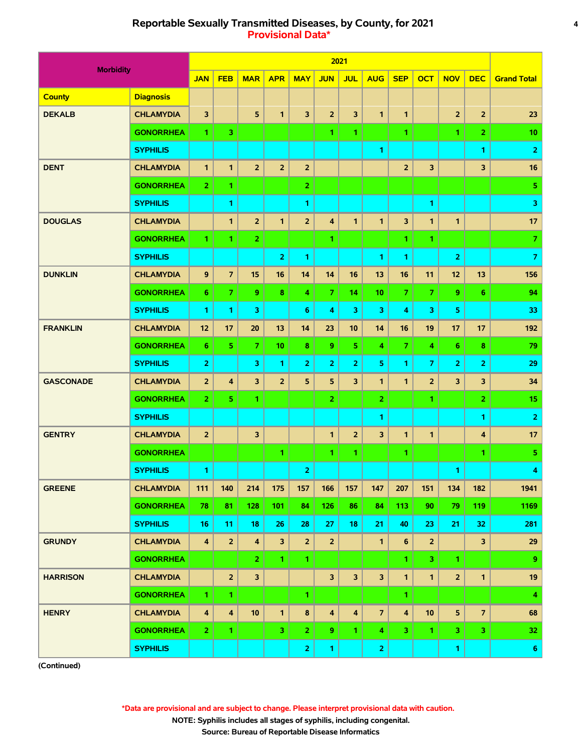# Reportable Sexually Transmitted Diseases, by County, for 2021
## Provisional Data*

| Morbidity | | 2021 | | | | | | | | | | | | |
|---|---|---|---|---|---|---|---|---|---|---|---|---|---|---|
| | | JAN | FEB | MAR | APR | MAY | JUN | JUL | AUG | SEP | OCT | NOV | DEC | Grand Total |
| **County** | **Diagnosis** | | | | | | | | | | | | | |
| DEKALB | CHLAMYDIA | 3 | | 5 | 1 | 3 | 2 | 3 | 1 | 1 | | 2 | 2 | 23 |
| | GONORRHEA | 1 | 3 | | | | 1 | 1 | | 1 | | 1 | 2 | 10 |
| | SYPHILIS | | | | | | | | 1 | | | | 1 | 2 |
| DENT | CHLAMYDIA | 1 | 1 | 2 | 2 | 2 | | | | 2 | 3 | | 3 | 16 |
| | GONORRHEA | 2 | 1 | | | 2 | | | | | | | | 5 |
| | SYPHILIS | | 1 | | | 1 | | | | | 1 | | | 3 |
| DOUGLAS | CHLAMYDIA | | 1 | 2 | 1 | 2 | 4 | 1 | 1 | 3 | 1 | 1 | | 17 |
| | GONORRHEA | 1 | 1 | 2 | | | 1 | | | 1 | 1 | | | 7 |
| | SYPHILIS | | | | 2 | 1 | | | 1 | 1 | | 2 | | 7 |
| DUNKLIN | CHLAMYDIA | 9 | 7 | 15 | 16 | 14 | 14 | 16 | 13 | 16 | 11 | 12 | 13 | 156 |
| | GONORRHEA | 6 | 7 | 9 | 8 | 4 | 7 | 14 | 10 | 7 | 7 | 9 | 6 | 94 |
| | SYPHILIS | 1 | 1 | 3 | | 6 | 4 | 3 | 3 | 4 | 3 | 5 | | 33 |
| FRANKLIN | CHLAMYDIA | 12 | 17 | 20 | 13 | 14 | 23 | 10 | 14 | 16 | 19 | 17 | 17 | 192 |
| | GONORRHEA | 6 | 5 | 7 | 10 | 8 | 9 | 5 | 4 | 7 | 4 | 6 | 8 | 79 |
| | SYPHILIS | 2 | | 3 | 1 | 2 | 2 | 2 | 5 | 1 | 7 | 2 | 2 | 29 |
| GASCONADE | CHLAMYDIA | 2 | 4 | 3 | 2 | 5 | 5 | 3 | 1 | 1 | 2 | 3 | 3 | 34 |
| | GONORRHEA | 2 | 5 | 1 | | | 2 | | 2 | | 1 | | 2 | 15 |
| | SYPHILIS | | | | | | | | 1 | | | | 1 | 2 |
| GENTRY | CHLAMYDIA | 2 | | 3 | | | 1 | 2 | 3 | 1 | 1 | | 4 | 17 |
| | GONORRHEA | | | | 1 | | 1 | 1 | | 1 | | | 1 | 5 |
| | SYPHILIS | 1 | | | | 2 | | | | | | 1 | | 4 |
| GREENE | CHLAMYDIA | 111 | 140 | 214 | 175 | 157 | 166 | 157 | 147 | 207 | 151 | 134 | 182 | 1941 |
| | GONORRHEA | 78 | 81 | 128 | 101 | 84 | 126 | 86 | 84 | 113 | 90 | 79 | 119 | 1169 |
| | SYPHILIS | 16 | 11 | 18 | 26 | 28 | 27 | 18 | 21 | 40 | 23 | 21 | 32 | 281 |
| GRUNDY | CHLAMYDIA | 4 | 2 | 4 | 3 | 2 | 2 | | 1 | 6 | 2 | | 3 | 29 |
| | GONORRHEA | | | 2 | 1 | 1 | | | | 1 | 3 | 1 | | 9 |
| HARRISON | CHLAMYDIA | | 2 | 3 | | | 3 | 3 | 3 | 1 | 1 | 2 | 1 | 19 |
| | GONORRHEA | 1 | 1 | | | 1 | | | | 1 | | | | 4 |
| HENRY | CHLAMYDIA | 4 | 4 | 10 | 1 | 8 | 4 | 4 | 7 | 4 | 10 | 5 | 7 | 68 |
| | GONORRHEA | 2 | 1 | | 3 | 2 | 9 | 1 | 4 | 3 | 1 | 3 | 3 | 32 |
| | SYPHILIS | | | | | 2 | 1 | | 2 | | | 1 | | 6 |

(Continued)

*Data are provisional and are subject to change. Please interpret provisional data with caution.

NOTE: Syphilis includes all stages of syphilis, including congenital.

Source: Bureau of Reportable Disease Informatics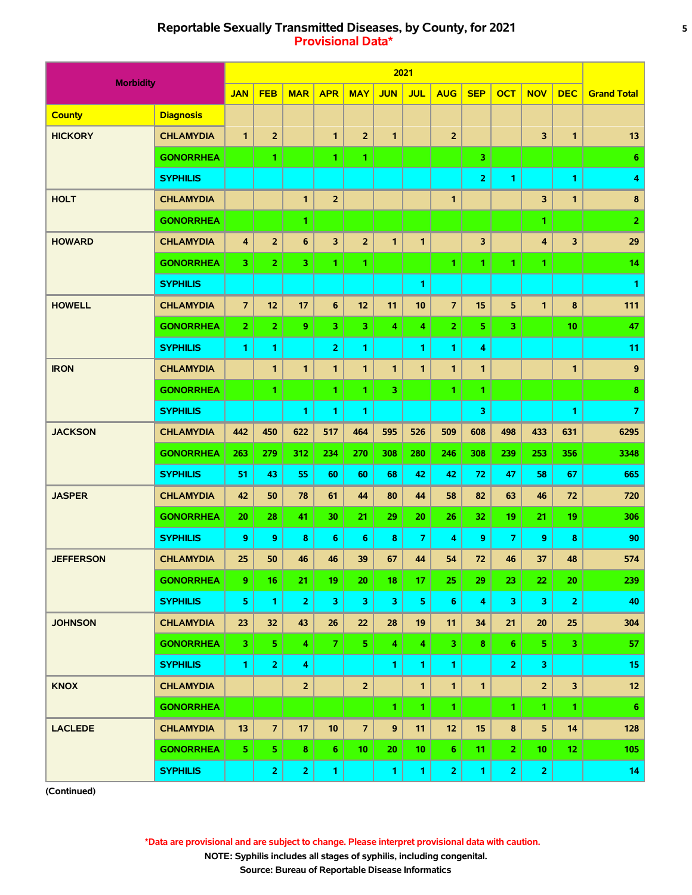# Reportable Sexually Transmitted Diseases, by County, for 2021

**Provisional Data***

| Morbidity | | 2021 | | | | | | | | | | | | Grand Total |
|---|---|---|---|---|---|---|---|---|---|---|---|---|---|---|
| | | JAN | FEB | MAR | APR | MAY | JUN | JUL | AUG | SEP | OCT | NOV | DEC | |
| **County** | **Diagnosis** | | | | | | | | | | | | | |
| HICKORY | CHLAMYDIA | 1 | 2 | | 1 | 2 | 1 | | 2 | | | 3 | 1 | 13 |
| | GONORRHEA | | 1 | | 1 | 1 | | | | 3 | | | | 6 |
| | SYPHILIS | | | | | | | | | 2 | 1 | | 1 | 4 |
| HOLT | CHLAMYDIA | | | 1 | 2 | | | | 1 | | | 3 | 1 | 8 |
| | GONORRHEA | | | 1 | | | | | | | | 1 | | 2 |
| HOWARD | CHLAMYDIA | 4 | 2 | 6 | 3 | 2 | 1 | 1 | | 3 | | 4 | 3 | 29 |
| | GONORRHEA | 3 | 2 | 3 | 1 | 1 | | | 1 | 1 | 1 | 1 | | 14 |
| | SYPHILIS | | | | | | | 1 | | | | | | 1 |
| HOWELL | CHLAMYDIA | 7 | 12 | 17 | 6 | 12 | 11 | 10 | 7 | 15 | 5 | 1 | 8 | 111 |
| | GONORRHEA | 2 | 2 | 9 | 3 | 3 | 4 | 4 | 2 | 5 | 3 | | 10 | 47 |
| | SYPHILIS | 1 | 1 | | 2 | 1 | | 1 | 1 | 4 | | | | 11 |
| IRON | CHLAMYDIA | | 1 | 1 | 1 | 1 | 1 | 1 | 1 | 1 | | | 1 | 9 |
| | GONORRHEA | | 1 | | 1 | 1 | 3 | | 1 | 1 | | | | 8 |
| | SYPHILIS | | | 1 | 1 | 1 | | | | 3 | | | 1 | 7 |
| JACKSON | CHLAMYDIA | 442 | 450 | 622 | 517 | 464 | 595 | 526 | 509 | 608 | 498 | 433 | 631 | 6295 |
| | GONORRHEA | 263 | 279 | 312 | 234 | 270 | 308 | 280 | 246 | 308 | 239 | 253 | 356 | 3348 |
| | SYPHILIS | 51 | 43 | 55 | 60 | 60 | 68 | 42 | 42 | 72 | 47 | 58 | 67 | 665 |
| JASPER | CHLAMYDIA | 42 | 50 | 78 | 61 | 44 | 80 | 44 | 58 | 82 | 63 | 46 | 72 | 720 |
| | GONORRHEA | 20 | 28 | 41 | 30 | 21 | 29 | 20 | 26 | 32 | 19 | 21 | 19 | 306 |
| | SYPHILIS | 9 | 9 | 8 | 6 | 6 | 8 | 7 | 4 | 9 | 7 | 9 | 8 | 90 |
| JEFFERSON | CHLAMYDIA | 25 | 50 | 46 | 46 | 39 | 67 | 44 | 54 | 72 | 46 | 37 | 48 | 574 |
| | GONORRHEA | 9 | 16 | 21 | 19 | 20 | 18 | 17 | 25 | 29 | 23 | 22 | 20 | 239 |
| | SYPHILIS | 5 | 1 | 2 | 3 | 3 | 3 | 5 | 6 | 4 | 3 | 3 | 2 | 40 |
| JOHNSON | CHLAMYDIA | 23 | 32 | 43 | 26 | 22 | 28 | 19 | 11 | 34 | 21 | 20 | 25 | 304 |
| | GONORRHEA | 3 | 5 | 4 | 7 | 5 | 4 | 4 | 3 | 8 | 6 | 5 | 3 | 57 |
| | SYPHILIS | 1 | 2 | 4 | | | 1 | 1 | 1 | | 2 | 3 | | 15 |
| KNOX | CHLAMYDIA | | | 2 | | 2 | | 1 | 1 | 1 | | 2 | 3 | 12 |
| | GONORRHEA | | | | | | 1 | 1 | 1 | | 1 | 1 | 1 | 6 |
| LACLEDE | CHLAMYDIA | 13 | 7 | 17 | 10 | 7 | 9 | 11 | 12 | 15 | 8 | 5 | 14 | 128 |
| | GONORRHEA | 5 | 5 | 8 | 6 | 10 | 20 | 10 | 6 | 11 | 2 | 10 | 12 | 105 |
| | SYPHILIS | | 2 | 2 | 1 | | 1 | 1 | 2 | 1 | 2 | 2 | | 14 |

(Continued)

*Data are provisional and are subject to change. Please interpret provisional data with caution.

NOTE: Syphilis includes all stages of syphilis, including congenital.

Source: Bureau of Reportable Disease Informatics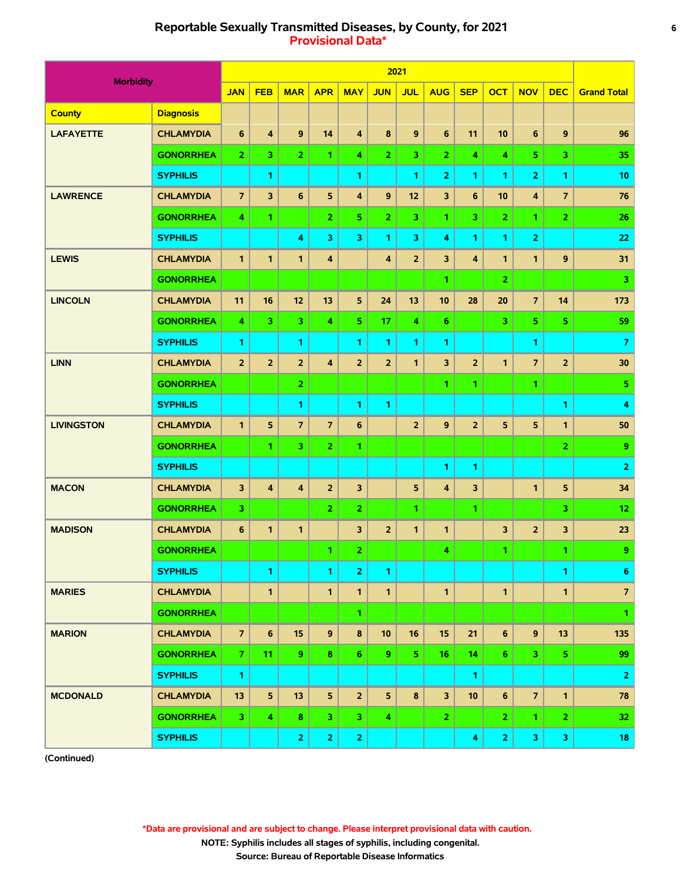# Reportable Sexually Transmitted Diseases, by County, for 2021

**Provisional Data***

| Morbidity | | 2021 | | | | | | | | | | | | Grand Total |
|---|---|---|---|---|---|---|---|---|---|---|---|---|---|---|
| | | JAN | FEB | MAR | APR | MAY | JUN | JUL | AUG | SEP | OCT | NOV | DEC | |
| **County** | **Diagnosis** | | | | | | | | | | | | | |
| **LAFAYETTE** | CHLAMYDIA | 6 | 4 | 9 | 14 | 4 | 8 | 9 | 6 | 11 | 10 | 6 | 9 | 96 |
| | GONORRHEA | 2 | 3 | 2 | 1 | 4 | 2 | 3 | 2 | 4 | 4 | 5 | 3 | 35 |
| | SYPHILIS | | 1 | | | 1 | | 1 | 2 | 1 | 1 | 2 | 1 | 10 |
| **LAWRENCE** | CHLAMYDIA | 7 | 3 | 6 | 5 | 4 | 9 | 12 | 3 | 6 | 10 | 4 | 7 | 76 |
| | GONORRHEA | 4 | 1 | | 2 | 5 | 2 | 3 | 1 | 3 | 2 | 1 | 2 | 26 |
| | SYPHILIS | | | 4 | 3 | 3 | 1 | 3 | 4 | 1 | 1 | 2 | | 22 |
| **LEWIS** | CHLAMYDIA | 1 | 1 | 1 | 4 | | 4 | 2 | 3 | 4 | 1 | 1 | 9 | 31 |
| | GONORRHEA | | | | | | | | 1 | | 2 | | | 3 |
| **LINCOLN** | CHLAMYDIA | 11 | 16 | 12 | 13 | 5 | 24 | 13 | 10 | 28 | 20 | 7 | 14 | 173 |
| | GONORRHEA | 4 | 3 | 3 | 4 | 5 | 17 | 4 | 6 | | 3 | 5 | 5 | 59 |
| | SYPHILIS | 1 | | 1 | | 1 | 1 | 1 | 1 | | | 1 | | 7 |
| **LINN** | CHLAMYDIA | 2 | 2 | 2 | 4 | 2 | 2 | 1 | 3 | 2 | 1 | 7 | 2 | 30 |
| | GONORRHEA | | | 2 | | | | | 1 | 1 | | 1 | | 5 |
| | SYPHILIS | | | 1 | | 1 | 1 | | | | | | 1 | 4 |
| **LIVINGSTON** | CHLAMYDIA | 1 | 5 | 7 | 7 | 6 | | 2 | 9 | 2 | 5 | 5 | 1 | 50 |
| | GONORRHEA | | 1 | 3 | 2 | 1 | | | | | | | 2 | 9 |
| | SYPHILIS | | | | | | | | 1 | 1 | | | | 2 |
| **MACON** | CHLAMYDIA | 3 | 4 | 4 | 2 | 3 | | 5 | 4 | 3 | | 1 | 5 | 34 |
| | GONORRHEA | 3 | | | 2 | 2 | | 1 | | 1 | | | 3 | 12 |
| **MADISON** | CHLAMYDIA | 6 | 1 | 1 | | 3 | 2 | 1 | 1 | | 3 | 2 | 3 | 23 |
| | GONORRHEA | | | | 1 | 2 | | | 4 | | 1 | | 1 | 9 |
| | SYPHILIS | | 1 | | 1 | 2 | 1 | | | | | | 1 | 6 |
| **MARIES** | CHLAMYDIA | | 1 | | 1 | 1 | 1 | | 1 | | 1 | | 1 | 7 |
| | GONORRHEA | | | | | 1 | | | | | | | | 1 |
| **MARION** | CHLAMYDIA | 7 | 6 | 15 | 9 | 8 | 10 | 16 | 15 | 21 | 6 | 9 | 13 | 135 |
| | GONORRHEA | 7 | 11 | 9 | 8 | 6 | 9 | 5 | 16 | 14 | 6 | 3 | 5 | 99 |
| | SYPHILIS | 1 | | | | | | | | 1 | | | | 2 |
| **MCDONALD** | CHLAMYDIA | 13 | 5 | 13 | 5 | 2 | 5 | 8 | 3 | 10 | 6 | 7 | 1 | 78 |
| | GONORRHEA | 3 | 4 | 8 | 3 | 3 | 4 | | 2 | | 2 | 1 | 2 | 32 |
| | SYPHILIS | | | 2 | 2 | 2 | | | | 4 | 2 | 3 | 3 | 18 |

(Continued)

*Data are provisional and are subject to change. Please interpret provisional data with caution.

NOTE: Syphilis includes all stages of syphilis, including congenital.

Source: Bureau of Reportable Disease Informatics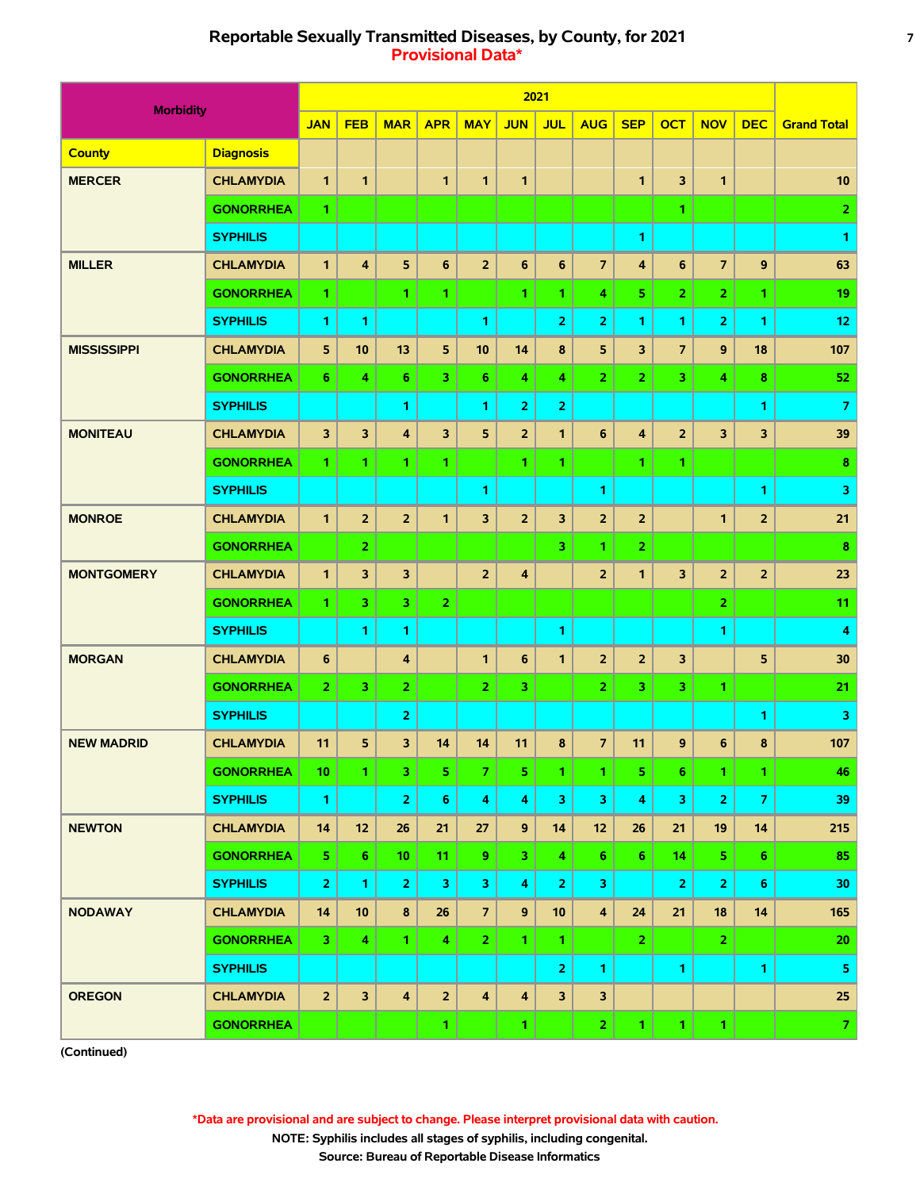# Reportable Sexually Transmitted Diseases, by County, for 2021

## Provisional Data*

| Morbidity | | 2021 | | | | | | | | | | | | Grand Total |
|---|---|---|---|---|---|---|---|---|---|---|---|---|---|---|
| | | JAN | FEB | MAR | APR | MAY | JUN | JUL | AUG | SEP | OCT | NOV | DEC | |
| **County** | **Diagnosis** | | | | | | | | | | | | | |
| MERCER | CHLAMYDIA | 1 | 1 | | 1 | 1 | 1 | | | 1 | 3 | 1 | | 10 |
| | GONORRHEA | 1 | | | | | | | | | 1 | | | 2 |
| | SYPHILIS | | | | | | | | | 1 | | | | 1 |
| MILLER | CHLAMYDIA | 1 | 4 | 5 | 6 | 2 | 6 | 6 | 7 | 4 | 6 | 7 | 9 | 63 |
| | GONORRHEA | 1 | | 1 | 1 | | 1 | 1 | 4 | 5 | 2 | 2 | 1 | 19 |
| | SYPHILIS | 1 | 1 | | | 1 | | 2 | 2 | 1 | 1 | 2 | 1 | 12 |
| MISSISSIPPI | CHLAMYDIA | 5 | 10 | 13 | 5 | 10 | 14 | 8 | 5 | 3 | 7 | 9 | 18 | 107 |
| | GONORRHEA | 6 | 4 | 6 | 3 | 6 | 4 | 4 | 2 | 2 | 3 | 4 | 8 | 52 |
| | SYPHILIS | | | 1 | | 1 | 2 | 2 | | | | | 1 | 7 |
| MONITEAU | CHLAMYDIA | 3 | 3 | 4 | 3 | 5 | 2 | 1 | 6 | 4 | 2 | 3 | 3 | 39 |
| | GONORRHEA | 1 | 1 | 1 | 1 | | 1 | 1 | | 1 | 1 | | | 8 |
| | SYPHILIS | | | | | 1 | | | 1 | | | | 1 | 3 |
| MONROE | CHLAMYDIA | 1 | 2 | 2 | 1 | 3 | 2 | 3 | 2 | 2 | | 1 | 2 | 21 |
| | GONORRHEA | | 2 | | | | | 3 | 1 | 2 | | | | 8 |
| MONTGOMERY | CHLAMYDIA | 1 | 3 | 3 | | 2 | 4 | | 2 | 1 | 3 | 2 | 2 | 23 |
| | GONORRHEA | 1 | 3 | 3 | 2 | | | | | | | 2 | | 11 |
| | SYPHILIS | | 1 | 1 | | | | 1 | | | | 1 | | 4 |
| MORGAN | CHLAMYDIA | 6 | | 4 | | 1 | 6 | 1 | 2 | 2 | 3 | | 5 | 30 |
| | GONORRHEA | 2 | 3 | 2 | | 2 | 3 | | 2 | 3 | 3 | 1 | | 21 |
| | SYPHILIS | | | 2 | | | | | | | | | 1 | 3 |
| NEW MADRID | CHLAMYDIA | 11 | 5 | 3 | 14 | 14 | 11 | 8 | 7 | 11 | 9 | 6 | 8 | 107 |
| | GONORRHEA | 10 | 1 | 3 | 5 | 7 | 5 | 1 | 1 | 5 | 6 | 1 | 1 | 46 |
| | SYPHILIS | 1 | | 2 | 6 | 4 | 4 | 3 | 3 | 4 | 3 | 2 | 7 | 39 |
| NEWTON | CHLAMYDIA | 14 | 12 | 26 | 21 | 27 | 9 | 14 | 12 | 26 | 21 | 19 | 14 | 215 |
| | GONORRHEA | 5 | 6 | 10 | 11 | 9 | 3 | 4 | 6 | 6 | 14 | 5 | 6 | 85 |
| | SYPHILIS | 2 | 1 | 2 | 3 | 3 | 4 | 2 | 3 | | 2 | 2 | 6 | 30 |
| NODAWAY | CHLAMYDIA | 14 | 10 | 8 | 26 | 7 | 9 | 10 | 4 | 24 | 21 | 18 | 14 | 165 |
| | GONORRHEA | 3 | 4 | 1 | 4 | 2 | 1 | 1 | | 2 | | 2 | | 20 |
| | SYPHILIS | | | | | | | 2 | 1 | | 1 | | 1 | 5 |
| OREGON | CHLAMYDIA | 2 | 3 | 4 | 2 | 4 | 4 | 3 | 3 | | | | | 25 |
| | GONORRHEA | | | | 1 | | 1 | | 2 | 1 | 1 | 1 | | 7 |

(Continued)

*Data are provisional and are subject to change. Please interpret provisional data with caution.

NOTE: Syphilis includes all stages of syphilis, including congenital.

Source: Bureau of Reportable Disease Informatics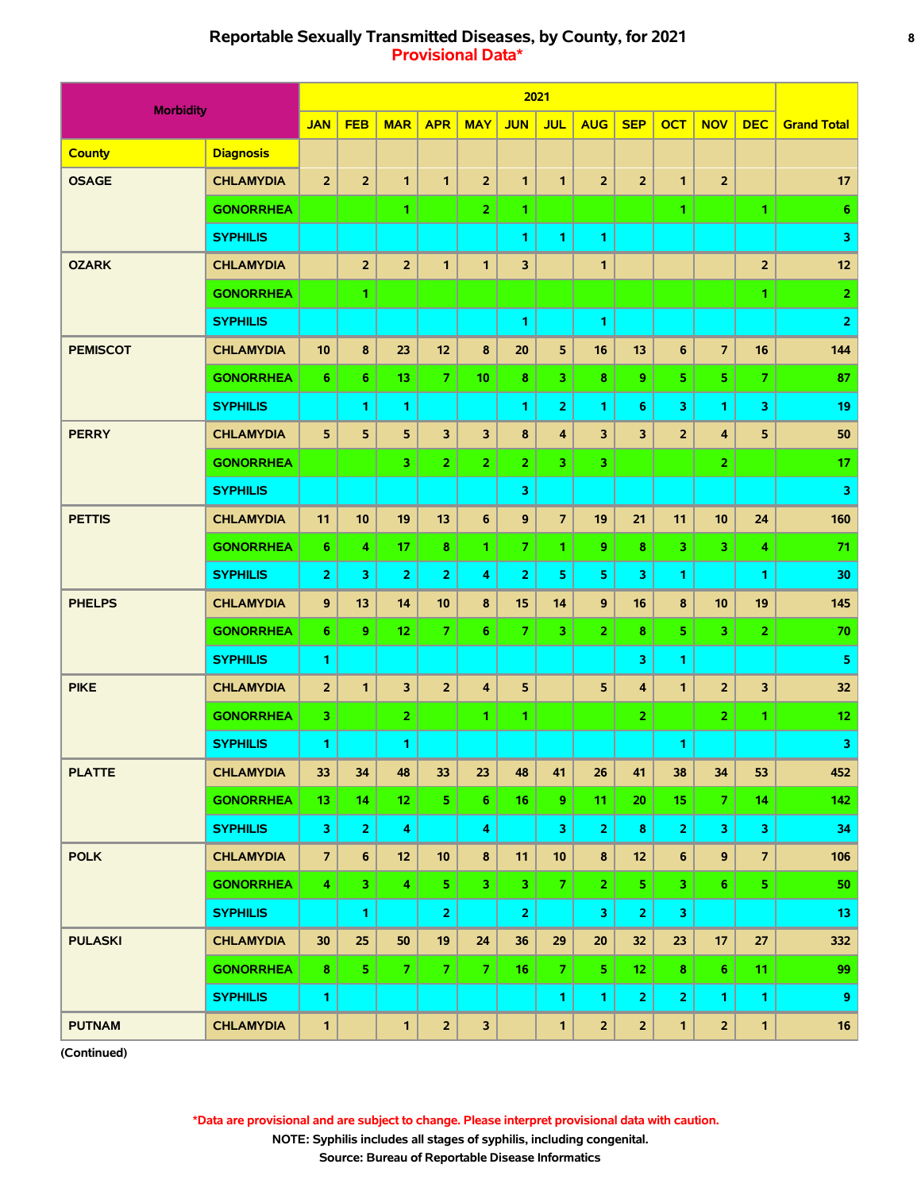# Reportable Sexually Transmitted Diseases, by County, for 2021

## Provisional Data*

| Morbidity | | 2021 | | | | | | | | | | | | Grand Total |
|---|---|---|---|---|---|---|---|---|---|---|---|---|---|---|
| | | JAN | FEB | MAR | APR | MAY | JUN | JUL | AUG | SEP | OCT | NOV | DEC | |
| **County** | **Diagnosis** | | | | | | | | | | | | | |
| OSAGE | CHLAMYDIA | 2 | 2 | 1 | 1 | 2 | 1 | 1 | 2 | 2 | 1 | 2 | | 17 |
| | GONORRHEA | | | 1 | | 2 | 1 | | | | 1 | | 1 | 6 |
| | SYPHILIS | | | | | | 1 | 1 | 1 | | | | | 3 |
| OZARK | CHLAMYDIA | | 2 | 2 | 1 | 1 | 3 | | 1 | | | | 2 | 12 |
| | GONORRHEA | | 1 | | | | | | | | | | 1 | 2 |
| | SYPHILIS | | | | | | 1 | | 1 | | | | | 2 |
| PEMISCOT | CHLAMYDIA | 10 | 8 | 23 | 12 | 8 | 20 | 5 | 16 | 13 | 6 | 7 | 16 | 144 |
| | GONORRHEA | 6 | 6 | 13 | 7 | 10 | 8 | 3 | 8 | 9 | 5 | 5 | 7 | 87 |
| | SYPHILIS | | 1 | 1 | | | 1 | 2 | 1 | 6 | 3 | 1 | 3 | 19 |
| PERRY | CHLAMYDIA | 5 | 5 | 5 | 3 | 3 | 8 | 4 | 3 | 3 | 2 | 4 | 5 | 50 |
| | GONORRHEA | | | 3 | 2 | 2 | 2 | 3 | 3 | | | 2 | | 17 |
| | SYPHILIS | | | | | | 3 | | | | | | | 3 |
| PETTIS | CHLAMYDIA | 11 | 10 | 19 | 13 | 6 | 9 | 7 | 19 | 21 | 11 | 10 | 24 | 160 |
| | GONORRHEA | 6 | 4 | 17 | 8 | 1 | 7 | 1 | 9 | 8 | 3 | 3 | 4 | 71 |
| | SYPHILIS | 2 | 3 | 2 | 2 | 4 | 2 | 5 | 5 | 3 | 1 | | 1 | 30 |
| PHELPS | CHLAMYDIA | 9 | 13 | 14 | 10 | 8 | 15 | 14 | 9 | 16 | 8 | 10 | 19 | 145 |
| | GONORRHEA | 6 | 9 | 12 | 7 | 6 | 7 | 3 | 2 | 8 | 5 | 3 | 2 | 70 |
| | SYPHILIS | 1 | | | | | | | | 3 | 1 | | | 5 |
| PIKE | CHLAMYDIA | 2 | 1 | 3 | 2 | 4 | 5 | | 5 | 4 | 1 | 2 | 3 | 32 |
| | GONORRHEA | 3 | | 2 | | 1 | 1 | | | 2 | | 2 | 1 | 12 |
| | SYPHILIS | 1 | | 1 | | | | | | | 1 | | | 3 |
| PLATTE | CHLAMYDIA | 33 | 34 | 48 | 33 | 23 | 48 | 41 | 26 | 41 | 38 | 34 | 53 | 452 |
| | GONORRHEA | 13 | 14 | 12 | 5 | 6 | 16 | 9 | 11 | 20 | 15 | 7 | 14 | 142 |
| | SYPHILIS | 3 | 2 | 4 | | 4 | | 3 | 2 | 8 | 2 | 3 | 3 | 34 |
| POLK | CHLAMYDIA | 7 | 6 | 12 | 10 | 8 | 11 | 10 | 8 | 12 | 6 | 9 | 7 | 106 |
| | GONORRHEA | 4 | 3 | 4 | 5 | 3 | 3 | 7 | 2 | 5 | 3 | 6 | 5 | 50 |
| | SYPHILIS | | 1 | | 2 | | 2 | | 3 | 2 | 3 | | | 13 |
| PULASKI | CHLAMYDIA | 30 | 25 | 50 | 19 | 24 | 36 | 29 | 20 | 32 | 23 | 17 | 27 | 332 |
| | GONORRHEA | 8 | 5 | 7 | 7 | 7 | 16 | 7 | 5 | 12 | 8 | 6 | 11 | 99 |
| | SYPHILIS | 1 | | | | | | 1 | 1 | 2 | 2 | 1 | 1 | 9 |
| PUTNAM | CHLAMYDIA | 1 | | 1 | 2 | 3 | | 1 | 2 | 2 | 1 | 2 | 1 | 16 |

(Continued)

*Data are provisional and are subject to change. Please interpret provisional data with caution.

NOTE: Syphilis includes all stages of syphilis, including congenital.

Source: Bureau of Reportable Disease Informatics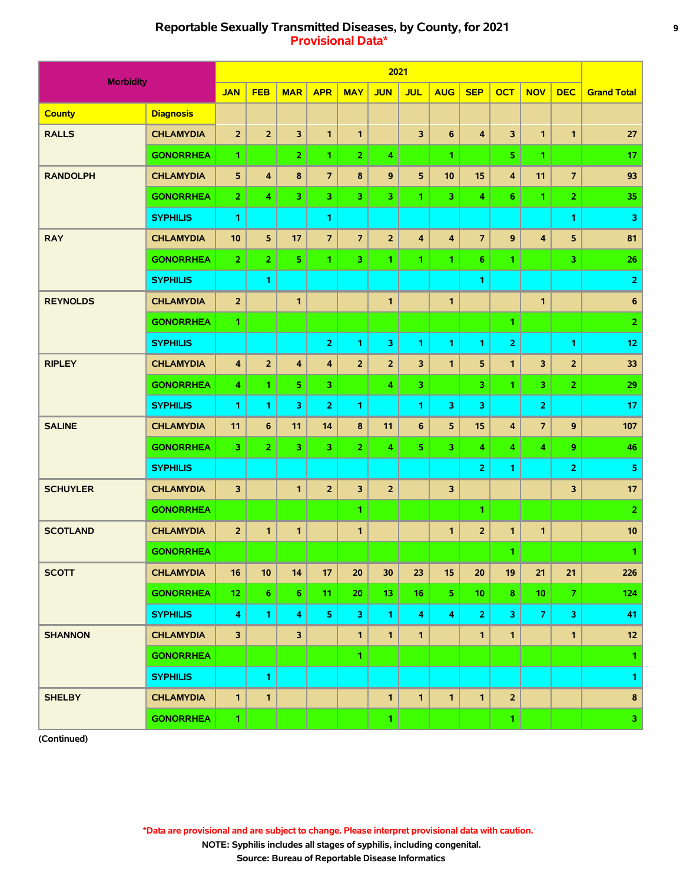# Reportable Sexually Transmitted Diseases, by County, for 2021

## Provisional Data*

| County | Diagnosis | JAN | FEB | MAR | APR | MAY | JUN | JUL | AUG | SEP | OCT | NOV | DEC | Grand Total |
|---|---|---|---|---|---|---|---|---|---|---|---|---|---|---|
| RALLS | CHLAMYDIA | 2 | 2 | 3 | 1 | 1 | | 3 | 6 | 4 | 3 | 1 | 1 | 27 |
| | GONORRHEA | 1 | | 2 | 1 | 2 | 4 | | 1 | | 5 | 1 | | 17 |
| RANDOLPH | CHLAMYDIA | 5 | 4 | 8 | 7 | 8 | 9 | 5 | 10 | 15 | 4 | 11 | 7 | 93 |
| | GONORRHEA | 2 | 4 | 3 | 3 | 3 | 3 | 1 | 3 | 4 | 6 | 1 | 2 | 35 |
| | SYPHILIS | 1 | | | 1 | | | | | | | | 1 | 3 |
| RAY | CHLAMYDIA | 10 | 5 | 17 | 7 | 7 | 2 | 4 | 4 | 7 | 9 | 4 | 5 | 81 |
| | GONORRHEA | 2 | 2 | 5 | 1 | 3 | 1 | 1 | 1 | 6 | 1 | | 3 | 26 |
| | SYPHILIS | | 1 | | | | | | | 1 | | | | 2 |
| REYNOLDS | CHLAMYDIA | 2 | | 1 | | | 1 | | 1 | | | 1 | | 6 |
| | GONORRHEA | 1 | | | | | | | | | 1 | | | 2 |
| | SYPHILIS | | | | 2 | 1 | 3 | 1 | 1 | 1 | 2 | | 1 | 12 |
| RIPLEY | CHLAMYDIA | 4 | 2 | 4 | 4 | 2 | 2 | 3 | 1 | 5 | 1 | 3 | 2 | 33 |
| | GONORRHEA | 4 | 1 | 5 | 3 | | 4 | 3 | | 3 | 1 | 3 | 2 | 29 |
| | SYPHILIS | 1 | 1 | 3 | 2 | 1 | | 1 | 3 | 3 | | 2 | | 17 |
| SALINE | CHLAMYDIA | 11 | 6 | 11 | 14 | 8 | 11 | 6 | 5 | 15 | 4 | 7 | 9 | 107 |
| | GONORRHEA | 3 | 2 | 3 | 3 | 2 | 4 | 5 | 3 | 4 | 4 | 4 | 9 | 46 |
| | SYPHILIS | | | | | | | | | 2 | 1 | | 2 | 5 |
| SCHUYLER | CHLAMYDIA | 3 | | 1 | 2 | 3 | 2 | | 3 | | | | 3 | 17 |
| | GONORRHEA | | | | | 1 | | | | 1 | | | | 2 |
| SCOTLAND | CHLAMYDIA | 2 | 1 | 1 | | 1 | | | 1 | 2 | 1 | 1 | | 10 |
| | GONORRHEA | | | | | | | | | | 1 | | | 1 |
| SCOTT | CHLAMYDIA | 16 | 10 | 14 | 17 | 20 | 30 | 23 | 15 | 20 | 19 | 21 | 21 | 226 |
| | GONORRHEA | 12 | 6 | 6 | 11 | 20 | 13 | 16 | 5 | 10 | 8 | 10 | 7 | 124 |
| | SYPHILIS | 4 | 1 | 4 | 5 | 3 | 1 | 4 | 4 | 2 | 3 | 7 | 3 | 41 |
| SHANNON | CHLAMYDIA | 3 | | 3 | | 1 | 1 | 1 | | 1 | 1 | | 1 | 12 |
| | GONORRHEA | | | | | 1 | | | | | | | | 1 |
| | SYPHILIS | | 1 | | | | | | | | | | | 1 |
| SHELBY | CHLAMYDIA | 1 | 1 | | | | 1 | 1 | 1 | 1 | 2 | | | 8 |
| | GONORRHEA | 1 | | | | | 1 | | | | 1 | | | 3 |

(Continued)

*Data are provisional and are subject to change. Please interpret provisional data with caution.

NOTE: Syphilis includes all stages of syphilis, including congenital.

Source: Bureau of Reportable Disease Informatics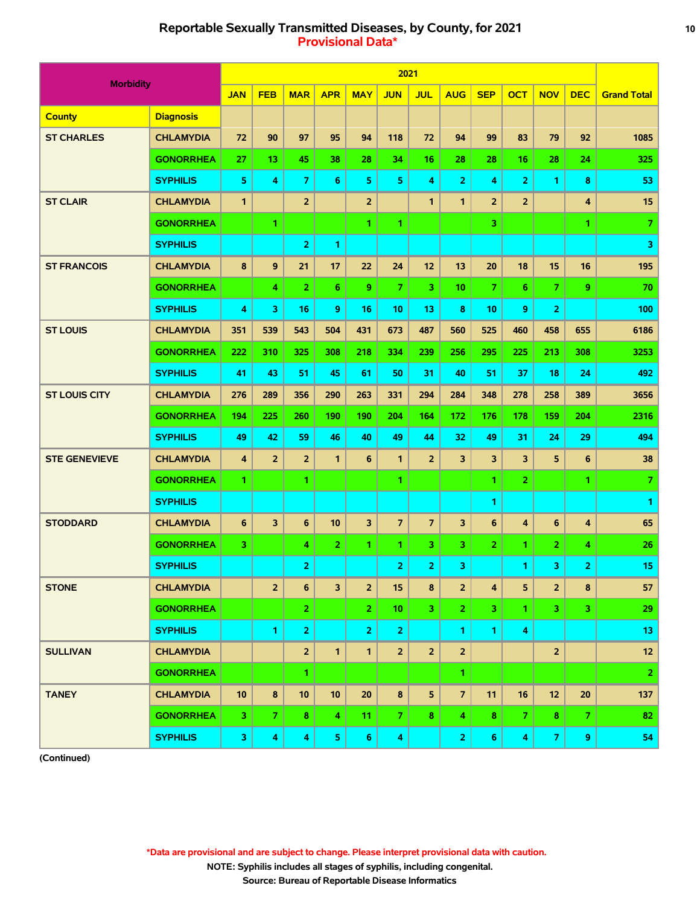# Reportable Sexually Transmitted Diseases, by County, for 2021

## Provisional Data*

| Morbidity | | 2021 | | | | | | | | | | | | |
|---|---|---|---|---|---|---|---|---|---|---|---|---|---|---|
| | | JAN | FEB | MAR | APR | MAY | JUN | JUL | AUG | SEP | OCT | NOV | DEC | Grand Total |
| **County** | **Diagnosis** | | | | | | | | | | | | | |
| ST CHARLES | CHLAMYDIA | 72 | 90 | 97 | 95 | 94 | 118 | 72 | 94 | 99 | 83 | 79 | 92 | 1085 |
| | GONORRHEA | 27 | 13 | 45 | 38 | 28 | 34 | 16 | 28 | 28 | 16 | 28 | 24 | 325 |
| | SYPHILIS | 5 | 4 | 7 | 6 | 5 | 5 | 4 | 2 | 4 | 2 | 1 | 8 | 53 |
| ST CLAIR | CHLAMYDIA | 1 | | 2 | | 2 | | 1 | 1 | 2 | 2 | | 4 | 15 |
| | GONORRHEA | | 1 | | | 1 | 1 | | | 3 | | | 1 | 7 |
| | SYPHILIS | | | 2 | 1 | | | | | | | | | 3 |
| ST FRANCOIS | CHLAMYDIA | 8 | 9 | 21 | 17 | 22 | 24 | 12 | 13 | 20 | 18 | 15 | 16 | 195 |
| | GONORRHEA | | 4 | 2 | 6 | 9 | 7 | 3 | 10 | 7 | 6 | 7 | 9 | 70 |
| | SYPHILIS | 4 | 3 | 16 | 9 | 16 | 10 | 13 | 8 | 10 | 9 | 2 | | 100 |
| ST LOUIS | CHLAMYDIA | 351 | 539 | 543 | 504 | 431 | 673 | 487 | 560 | 525 | 460 | 458 | 655 | 6186 |
| | GONORRHEA | 222 | 310 | 325 | 308 | 218 | 334 | 239 | 256 | 295 | 225 | 213 | 308 | 3253 |
| | SYPHILIS | 41 | 43 | 51 | 45 | 61 | 50 | 31 | 40 | 51 | 37 | 18 | 24 | 492 |
| ST LOUIS CITY | CHLAMYDIA | 276 | 289 | 356 | 290 | 263 | 331 | 294 | 284 | 348 | 278 | 258 | 389 | 3656 |
| | GONORRHEA | 194 | 225 | 260 | 190 | 190 | 204 | 164 | 172 | 176 | 178 | 159 | 204 | 2316 |
| | SYPHILIS | 49 | 42 | 59 | 46 | 40 | 49 | 44 | 32 | 49 | 31 | 24 | 29 | 494 |
| STE GENEVIEVE | CHLAMYDIA | 4 | 2 | 2 | 1 | 6 | 1 | 2 | 3 | 3 | 3 | 5 | 6 | 38 |
| | GONORRHEA | 1 | | 1 | | | 1 | | | 1 | 2 | | 1 | 7 |
| | SYPHILIS | | | | | | | | | 1 | | | | 1 |
| STODDARD | CHLAMYDIA | 6 | 3 | 6 | 10 | 3 | 7 | 7 | 3 | 6 | 4 | 6 | 4 | 65 |
| | GONORRHEA | 3 | | 4 | 2 | 1 | 1 | 3 | 3 | 2 | 1 | 2 | 4 | 26 |
| | SYPHILIS | | | 2 | | | 2 | 2 | 3 | | 1 | 3 | 2 | 15 |
| STONE | CHLAMYDIA | | 2 | 6 | 3 | 2 | 15 | 8 | 2 | 4 | 5 | 2 | 8 | 57 |
| | GONORRHEA | | | 2 | | 2 | 10 | 3 | 2 | 3 | 1 | 3 | 3 | 29 |
| | SYPHILIS | | 1 | 2 | | 2 | 2 | | 1 | 1 | 4 | | | 13 |
| SULLIVAN | CHLAMYDIA | | | 2 | 1 | 1 | 2 | 2 | 2 | | | 2 | | 12 |
| | GONORRHEA | | | 1 | | | | | 1 | | | | | 2 |
| TANEY | CHLAMYDIA | 10 | 8 | 10 | 10 | 20 | 8 | 5 | 7 | 11 | 16 | 12 | 20 | 137 |
| | GONORRHEA | 3 | 7 | 8 | 4 | 11 | 7 | 8 | 4 | 8 | 7 | 8 | 7 | 82 |
| | SYPHILIS | 3 | 4 | 4 | 5 | 6 | 4 | | 2 | 6 | 4 | 7 | 9 | 54 |

(Continued)

*Data are provisional and are subject to change. Please interpret provisional data with caution.

NOTE: Syphilis includes all stages of syphilis, including congenital.

Source: Bureau of Reportable Disease Informatics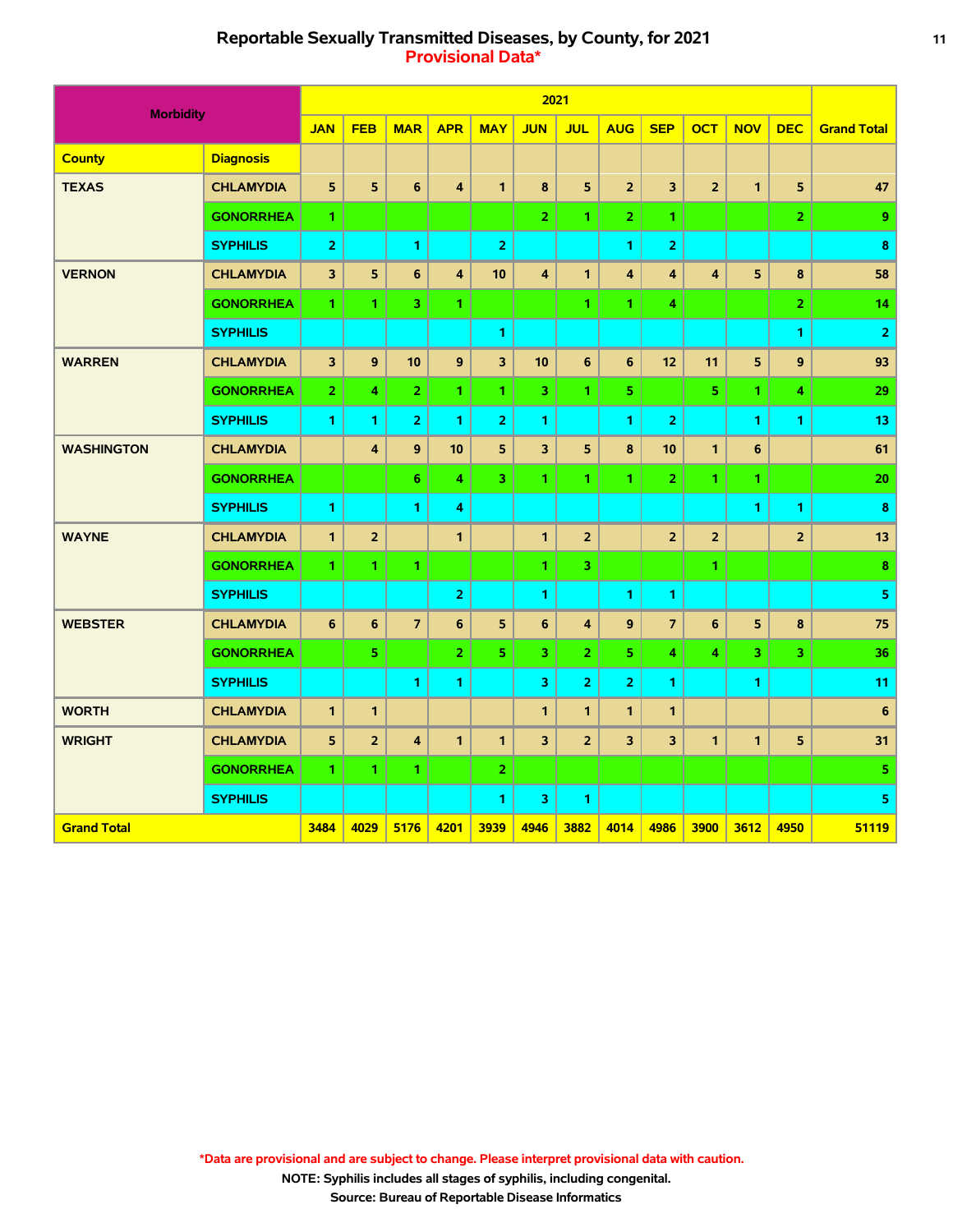## Reportable Sexually Transmitted Diseases, by County, for 2021
**Provisional Data***

| Morbidity | | 2021 | | | | | | | | | | | | |
|---|---|---|---|---|---|---|---|---|---|---|---|---|---|---|
| | | JAN | FEB | MAR | APR | MAY | JUN | JUL | AUG | SEP | OCT | NOV | DEC | Grand Total |
| County | Diagnosis | | | | | | | | | | | | | |
| TEXAS | CHLAMYDIA | 5 | 5 | 6 | 4 | 1 | 8 | 5 | 2 | 3 | 2 | 1 | 5 | 47 |
| | GONORRHEA | 1 | | | | | 2 | 1 | 2 | 1 | | | 2 | 9 |
| | SYPHILIS | 2 | | 1 | | 2 | | | 1 | 2 | | | | 8 |
| VERNON | CHLAMYDIA | 3 | 5 | 6 | 4 | 10 | 4 | 1 | 4 | 4 | 4 | 5 | 8 | 58 |
| | GONORRHEA | 1 | 1 | 3 | 1 | | | 1 | 1 | 4 | | | 2 | 14 |
| | SYPHILIS | | | | | 1 | | | | | | | 1 | 2 |
| WARREN | CHLAMYDIA | 3 | 9 | 10 | 9 | 3 | 10 | 6 | 6 | 12 | 11 | 5 | 9 | 93 |
| | GONORRHEA | 2 | 4 | 2 | 1 | 1 | 3 | 1 | 5 | | 5 | 1 | 4 | 29 |
| | SYPHILIS | 1 | 1 | 2 | 1 | 2 | 1 | | 1 | 2 | | 1 | 1 | 13 |
| WASHINGTON | CHLAMYDIA | | 4 | 9 | 10 | 5 | 3 | 5 | 8 | 10 | 1 | 6 | | 61 |
| | GONORRHEA | | | 6 | 4 | 3 | 1 | 1 | 1 | 2 | 1 | 1 | | 20 |
| | SYPHILIS | 1 | | 1 | 4 | | | | | | | 1 | 1 | 8 |
| WAYNE | CHLAMYDIA | 1 | 2 | | 1 | | 1 | 2 | | 2 | 2 | | 2 | 13 |
| | GONORRHEA | 1 | 1 | 1 | | | 1 | 3 | | | 1 | | | 8 |
| | SYPHILIS | | | | 2 | | 1 | | 1 | 1 | | | | 5 |
| WEBSTER | CHLAMYDIA | 6 | 6 | 7 | 6 | 5 | 6 | 4 | 9 | 7 | 6 | 5 | 8 | 75 |
| | GONORRHEA | | 5 | | 2 | 5 | 3 | 2 | 5 | 4 | 4 | 3 | 3 | 36 |
| | SYPHILIS | | | 1 | 1 | | 3 | 2 | 2 | 1 | | 1 | | 11 |
| WORTH | CHLAMYDIA | 1 | 1 | | | | 1 | 1 | 1 | 1 | | | | 6 |
| WRIGHT | CHLAMYDIA | 5 | 2 | 4 | 1 | 1 | 3 | 2 | 3 | 3 | 1 | 1 | 5 | 31 |
| | GONORRHEA | 1 | 1 | 1 | | 2 | | | | | | | | 5 |
| | SYPHILIS | | | | | 1 | 3 | 1 | | | | | | 5 |
| Grand Total | | 3484 | 4029 | 5176 | 4201 | 3939 | 4946 | 3882 | 4014 | 4986 | 3900 | 3612 | 4950 | 51119 |

*Data are provisional and are subject to change. Please interpret provisional data with caution.

NOTE: Syphilis includes all stages of syphilis, including congenital.

Source: Bureau of Reportable Disease Informatics